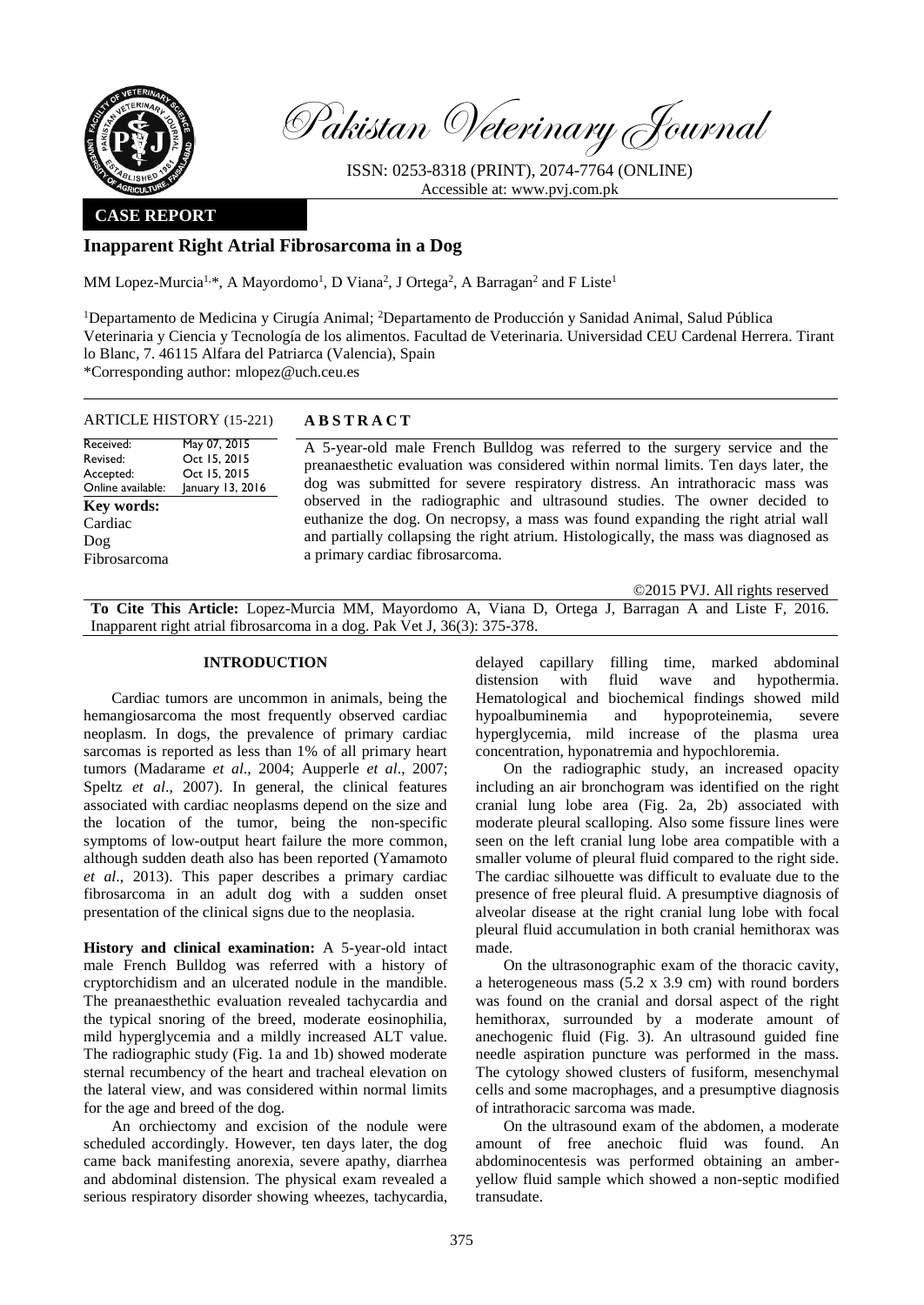Pakistan Veterinary Journal

ISSN: 0253-8318 (PRINT), 2074-7764 (ONLINE)
Accessible at: www.pvj.com.pk

**CASE REPORT**

# Inapparent Right Atrial Fibrosarcoma in a Dog

MM Lopez-Murcia[1,*], A Mayordomo[1], D Viana[2], J Ortega[2], A Barragan[2] and F Liste[1]

[1]Departamento de Medicina y Cirugía Animal; [2]Departamento de Producción y Sanidad Animal, Salud Pública Veterinaria y Ciencia y Tecnología de los alimentos. Facultad de Veterinaria. Universidad CEU Cardenal Herrera. Tirant lo Blanc, 7. 46115 Alfara del Patriarca (Valencia), Spain
*Corresponding author: mlopez@uch.ceu.es

**ARTICLE HISTORY** (15-221)

| | |
|---|---|
| Received: | May 07, 2015 |
| Revised: | Oct 15, 2015 |
| Accepted: | Oct 15, 2015 |
| Online available: | January 13, 2016 |

**Key words:**
Cardiac
Dog
Fibrosarcoma

**ABSTRACT**

A 5-year-old male French Bulldog was referred to the surgery service and the preanaesthetic evaluation was considered within normal limits. Ten days later, the dog was submitted for severe respiratory distress. An intrathoracic mass was observed in the radiographic and ultrasound studies. The owner decided to euthanize the dog. On necropsy, a mass was found expanding the right atrial wall and partially collapsing the right atrium. Histologically, the mass was diagnosed as a primary cardiac fibrosarcoma.

©2015 PVJ. All rights reserved

**To Cite This Article:** Lopez-Murcia MM, Mayordomo A, Viana D, Ortega J, Barragan A and Liste F, 2016. Inapparent right atrial fibrosarcoma in a dog. Pak Vet J, 36(3): 375-378.

## INTRODUCTION

Cardiac tumors are uncommon in animals, being the hemangiosarcoma the most frequently observed cardiac neoplasm. In dogs, the prevalence of primary cardiac sarcomas is reported as less than 1% of all primary heart tumors (Madarame *et al*., 2004; Aupperle *et al*., 2007; Speltz *et al*., 2007). In general, the clinical features associated with cardiac neoplasms depend on the size and the location of the tumor, being the non-specific symptoms of low-output heart failure the more common, although sudden death also has been reported (Yamamoto *et al*., 2013). This paper describes a primary cardiac fibrosarcoma in an adult dog with a sudden onset presentation of the clinical signs due to the neoplasia.

**History and clinical examination:** A 5-year-old intact male French Bulldog was referred with a history of cryptorchidism and an ulcerated nodule in the mandible. The preanaesthethic evaluation revealed tachycardia and the typical snoring of the breed, moderate eosinophilia, mild hyperglycemia and a mildly increased ALT value. The radiographic study (Fig. 1a and 1b) showed moderate sternal recumbency of the heart and tracheal elevation on the lateral view, and was considered within normal limits for the age and breed of the dog.

An orchiectomy and excision of the nodule were scheduled accordingly. However, ten days later, the dog came back manifesting anorexia, severe apathy, diarrhea and abdominal distension. The physical exam revealed a serious respiratory disorder showing wheezes, tachycardia, delayed capillary filling time, marked abdominal distension with fluid wave and hypothermia. Hematological and biochemical findings showed mild hypoalbuminemia and hypoproteinemia, severe hyperglycemia, mild increase of the plasma urea concentration, hyponatremia and hypochloremia.

On the radiographic study, an increased opacity including an air bronchogram was identified on the right cranial lung lobe area (Fig. 2a, 2b) associated with moderate pleural scalloping. Also some fissure lines were seen on the left cranial lung lobe area compatible with a smaller volume of pleural fluid compared to the right side. The cardiac silhouette was difficult to evaluate due to the presence of free pleural fluid. A presumptive diagnosis of alveolar disease at the right cranial lung lobe with focal pleural fluid accumulation in both cranial hemithorax was made.

On the ultrasonographic exam of the thoracic cavity, a heterogeneous mass (5.2 x 3.9 cm) with round borders was found on the cranial and dorsal aspect of the right hemithorax, surrounded by a moderate amount of anechogenic fluid (Fig. 3). An ultrasound guided fine needle aspiration puncture was performed in the mass. The cytology showed clusters of fusiform, mesenchymal cells and some macrophages, and a presumptive diagnosis of intrathoracic sarcoma was made.

On the ultrasound exam of the abdomen, a moderate amount of free anechoic fluid was found. An abdominocentesis was performed obtaining an amber-yellow fluid sample which showed a non-septic modified transudate.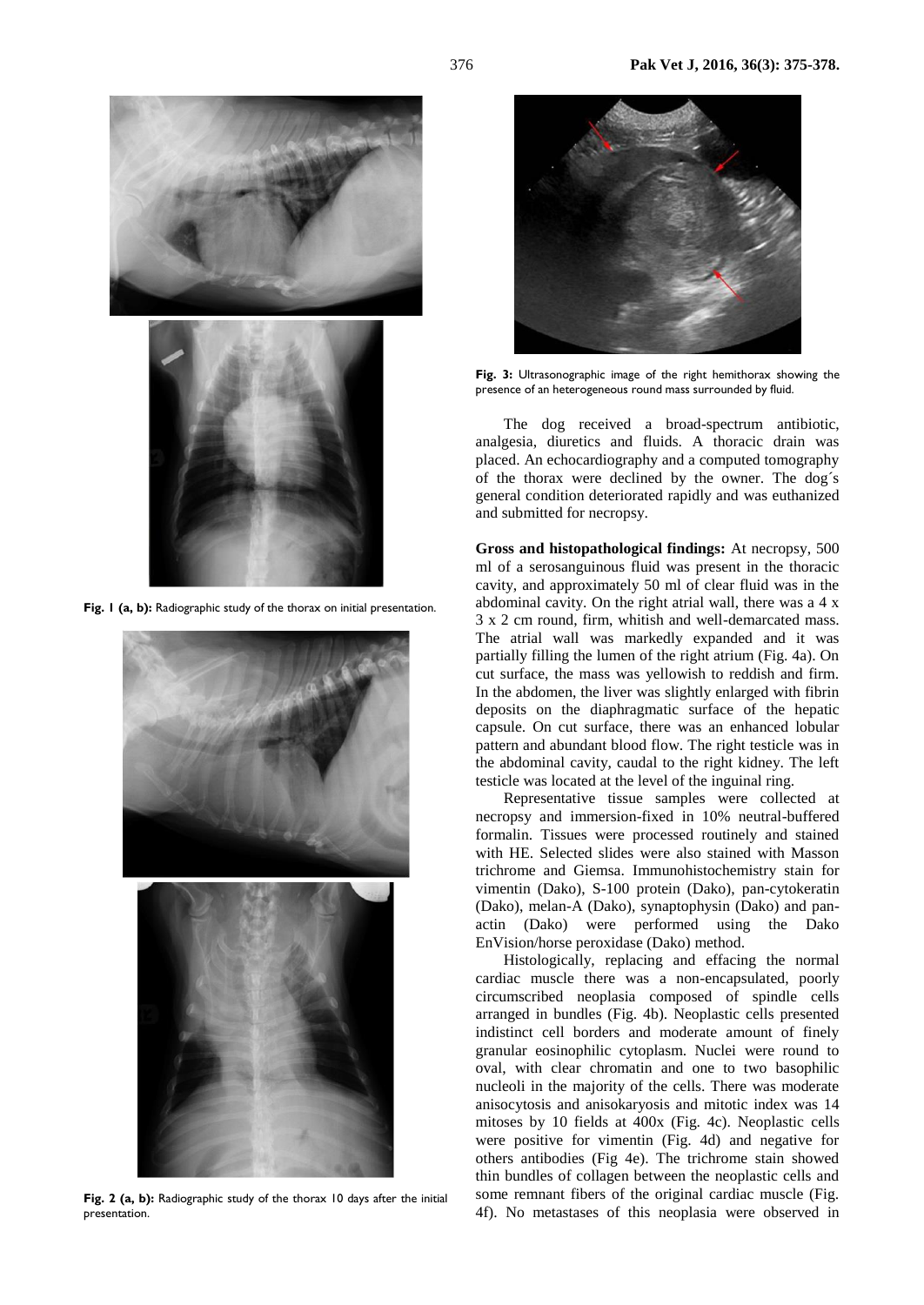Fig. 1 (a, b): Radiographic study of the thorax on initial presentation.

Fig. 2 (a, b): Radiographic study of the thorax 10 days after the initial presentation.

Fig. 3: Ultrasonographic image of the right hemithorax showing the presence of an heterogeneous round mass surrounded by fluid.

The dog received a broad-spectrum antibiotic, analgesia, diuretics and fluids. A thoracic drain was placed. An echocardiography and a computed tomography of the thorax were declined by the owner. The dog´s general condition deteriorated rapidly and was euthanized and submitted for necropsy.

**Gross and histopathological findings:** At necropsy, 500 ml of a serosanguinous fluid was present in the thoracic cavity, and approximately 50 ml of clear fluid was in the abdominal cavity. On the right atrial wall, there was a 4 x 3 x 2 cm round, firm, whitish and well-demarcated mass. The atrial wall was markedly expanded and it was partially filling the lumen of the right atrium (Fig. 4a). On cut surface, the mass was yellowish to reddish and firm. In the abdomen, the liver was slightly enlarged with fibrin deposits on the diaphragmatic surface of the hepatic capsule. On cut surface, there was an enhanced lobular pattern and abundant blood flow. The right testicle was in the abdominal cavity, caudal to the right kidney. The left testicle was located at the level of the inguinal ring.

Representative tissue samples were collected at necropsy and immersion-fixed in 10% neutral-buffered formalin. Tissues were processed routinely and stained with HE. Selected slides were also stained with Masson trichrome and Giemsa. Immunohistochemistry stain for vimentin (Dako), S-100 protein (Dako), pan-cytokeratin (Dako), melan-A (Dako), synaptophysin (Dako) and pan-actin (Dako) were performed using the Dako EnVision/horse peroxidase (Dako) method.

Histologically, replacing and effacing the normal cardiac muscle there was a non-encapsulated, poorly circumscribed neoplasia composed of spindle cells arranged in bundles (Fig. 4b). Neoplastic cells presented indistinct cell borders and moderate amount of finely granular eosinophilic cytoplasm. Nuclei were round to oval, with clear chromatin and one to two basophilic nucleoli in the majority of the cells. There was moderate anisocytosis and anisokaryosis and mitotic index was 14 mitoses by 10 fields at 400x (Fig. 4c). Neoplastic cells were positive for vimentin (Fig. 4d) and negative for others antibodies (Fig 4e). The trichrome stain showed thin bundles of collagen between the neoplastic cells and some remnant fibers of the original cardiac muscle (Fig. 4f). No metastases of this neoplasia were observed in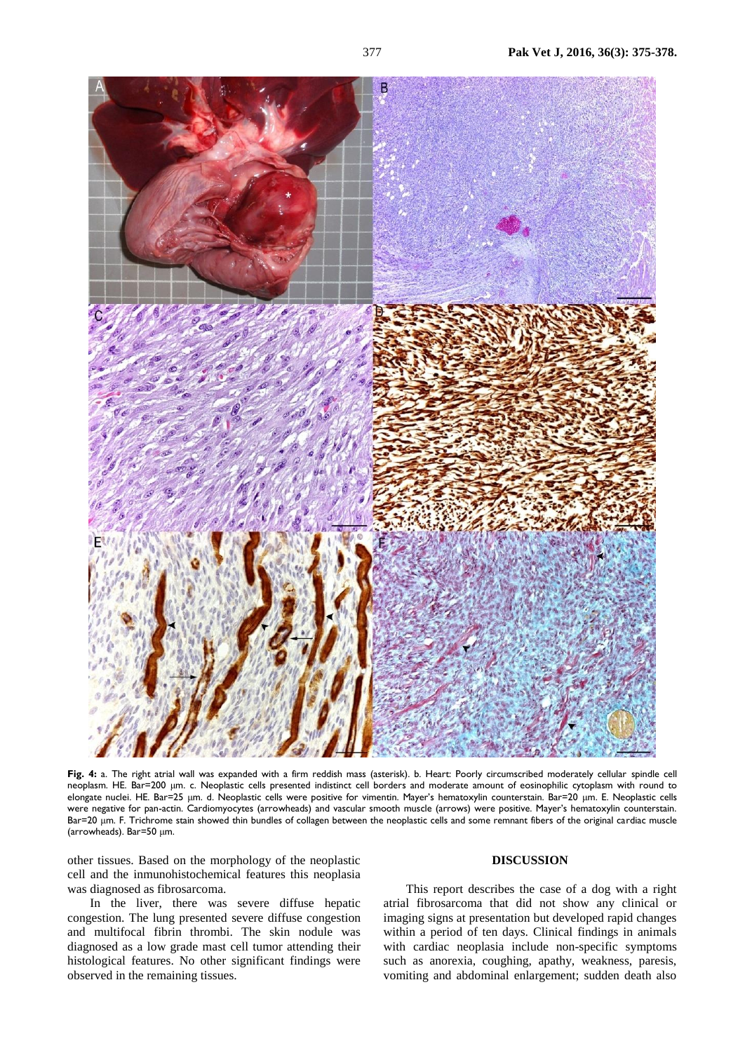**Fig. 4:** a. The right atrial wall was expanded with a firm reddish mass (asterisk). b. Heart: Poorly circumscribed moderately cellular spindle cell neoplasm. HE. Bar=200 μm. c. Neoplastic cells presented indistinct cell borders and moderate amount of eosinophilic cytoplasm with round to elongate nuclei. HE. Bar=25 μm. d. Neoplastic cells were positive for vimentin. Mayer's hematoxylin counterstain. Bar=20 μm. E. Neoplastic cells were negative for pan-actin. Cardiomyocytes (arrowheads) and vascular smooth muscle (arrows) were positive. Mayer's hematoxylin counterstain. Bar=20 μm. F. Trichrome stain showed thin bundles of collagen between the neoplastic cells and some remnant fibers of the original cardiac muscle (arrowheads). Bar=50 μm.

other tissues. Based on the morphology of the neoplastic cell and the inmunohistochemical features this neoplasia was diagnosed as fibrosarcoma.

In the liver, there was severe diffuse hepatic congestion. The lung presented severe diffuse congestion and multifocal fibrin thrombi. The skin nodule was diagnosed as a low grade mast cell tumor attending their histological features. No other significant findings were observed in the remaining tissues.

## DISCUSSION

This report describes the case of a dog with a right atrial fibrosarcoma that did not show any clinical or imaging signs at presentation but developed rapid changes within a period of ten days. Clinical findings in animals with cardiac neoplasia include non-specific symptoms such as anorexia, coughing, apathy, weakness, paresis, vomiting and abdominal enlargement; sudden death also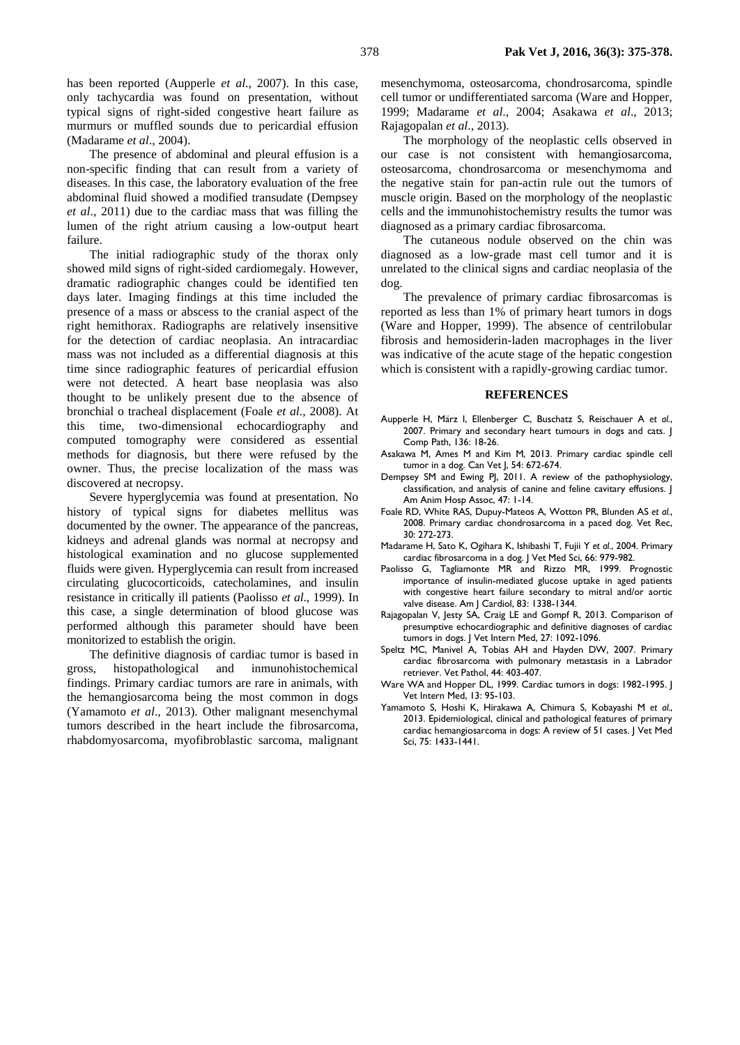has been reported (Aupperle *et al.*, 2007). In this case, only tachycardia was found on presentation, without typical signs of right-sided congestive heart failure as murmurs or muffled sounds due to pericardial effusion (Madarame *et al*., 2004).

The presence of abdominal and pleural effusion is a non-specific finding that can result from a variety of diseases. In this case, the laboratory evaluation of the free abdominal fluid showed a modified transudate (Dempsey *et al*., 2011) due to the cardiac mass that was filling the lumen of the right atrium causing a low-output heart failure.

The initial radiographic study of the thorax only showed mild signs of right-sided cardiomegaly. However, dramatic radiographic changes could be identified ten days later. Imaging findings at this time included the presence of a mass or abscess to the cranial aspect of the right hemithorax. Radiographs are relatively insensitive for the detection of cardiac neoplasia. An intracardiac mass was not included as a differential diagnosis at this time since radiographic features of pericardial effusion were not detected. A heart base neoplasia was also thought to be unlikely present due to the absence of bronchial o tracheal displacement (Foale *et al*., 2008). At this time, two-dimensional echocardiography and computed tomography were considered as essential methods for diagnosis, but there were refused by the owner. Thus, the precise localization of the mass was discovered at necropsy.

Severe hyperglycemia was found at presentation. No history of typical signs for diabetes mellitus was documented by the owner. The appearance of the pancreas, kidneys and adrenal glands was normal at necropsy and histological examination and no glucose supplemented fluids were given. Hyperglycemia can result from increased circulating glucocorticoids, catecholamines, and insulin resistance in critically ill patients (Paolisso *et al*., 1999). In this case, a single determination of blood glucose was performed although this parameter should have been monitorized to establish the origin.

The definitive diagnosis of cardiac tumor is based in gross, histopathological and inmunohistochemical findings. Primary cardiac tumors are rare in animals, with the hemangiosarcoma being the most common in dogs (Yamamoto *et al*., 2013). Other malignant mesenchymal tumors described in the heart include the fibrosarcoma, rhabdomyosarcoma, myofibroblastic sarcoma, malignant mesenchymoma, osteosarcoma, chondrosarcoma, spindle cell tumor or undifferentiated sarcoma (Ware and Hopper, 1999; Madarame *et al*., 2004; Asakawa *et al*., 2013; Rajagopalan *et al*., 2013).

The morphology of the neoplastic cells observed in our case is not consistent with hemangiosarcoma, osteosarcoma, chondrosarcoma or mesenchymoma and the negative stain for pan-actin rule out the tumors of muscle origin. Based on the morphology of the neoplastic cells and the immunohistochemistry results the tumor was diagnosed as a primary cardiac fibrosarcoma.

The cutaneous nodule observed on the chin was diagnosed as a low-grade mast cell tumor and it is unrelated to the clinical signs and cardiac neoplasia of the dog.

The prevalence of primary cardiac fibrosarcomas is reported as less than 1% of primary heart tumors in dogs (Ware and Hopper, 1999). The absence of centrilobular fibrosis and hemosiderin-laden macrophages in the liver was indicative of the acute stage of the hepatic congestion which is consistent with a rapidly-growing cardiac tumor.

## REFERENCES

Aupperle H, März I, Ellenberger C, Buschatz S, Reischauer A *et al*., 2007. Primary and secondary heart tumours in dogs and cats. J Comp Path, 136: 18-26.

Asakawa M, Ames M and Kim M, 2013. Primary cardiac spindle cell tumor in a dog. Can Vet J, 54: 672-674.

Dempsey SM and Ewing PJ, 2011. A review of the pathophysiology, classification, and analysis of canine and feline cavitary effusions. J Am Anim Hosp Assoc, 47: 1-14.

Foale RD, White RAS, Dupuy-Mateos A, Wotton PR, Blunden AS *et al*., 2008. Primary cardiac chondrosarcoma in a paced dog. Vet Rec, 30: 272-273.

Madarame H, Sato K, Ogihara K, Ishibashi T, Fujii Y *et al*., 2004. Primary cardiac fibrosarcoma in a dog. J Vet Med Sci, 66: 979-982.

Paolisso G, Tagliamonte MR and Rizzo MR, 1999. Prognostic importance of insulin-mediated glucose uptake in aged patients with congestive heart failure secondary to mitral and/or aortic valve disease. Am J Cardiol, 83: 1338-1344.

Rajagopalan V, Jesty SA, Craig LE and Gompf R, 2013. Comparison of presumptive echocardiographic and definitive diagnoses of cardiac tumors in dogs. J Vet Intern Med, 27: 1092-1096.

Speltz MC, Manivel A, Tobias AH and Hayden DW, 2007. Primary cardiac fibrosarcoma with pulmonary metastasis in a Labrador retriever. Vet Pathol, 44: 403-407.

Ware WA and Hopper DL, 1999. Cardiac tumors in dogs: 1982-1995. J Vet Intern Med, 13: 95-103.

Yamamoto S, Hoshi K, Hirakawa A, Chimura S, Kobayashi M *et al*., 2013. Epidemiological, clinical and pathological features of primary cardiac hemangiosarcoma in dogs: A review of 51 cases. J Vet Med Sci, 75: 1433-1441.